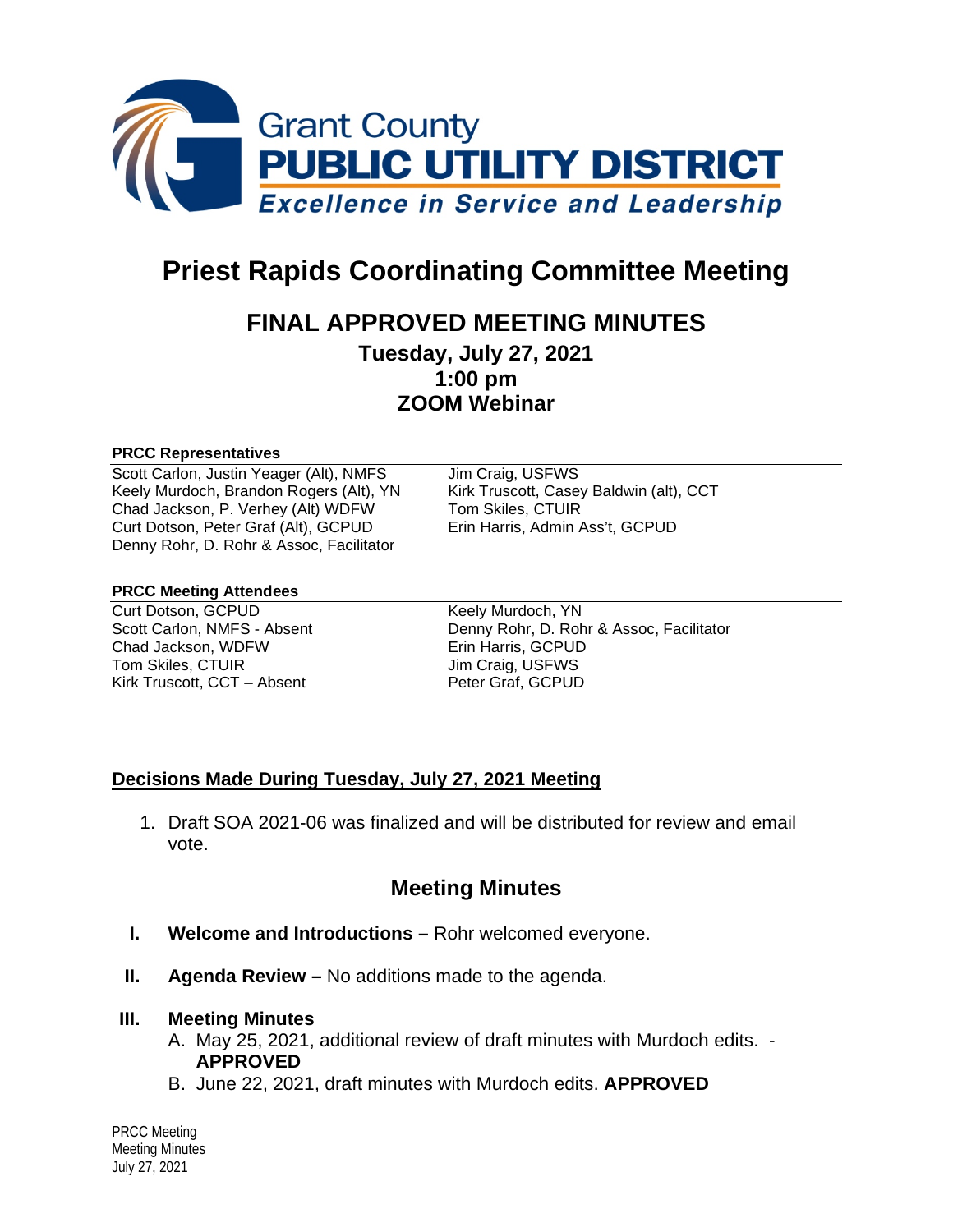Grant County
PUBLIC UTILITY DISTRICT
*Excellence in Service and Leadership*

# Priest Rapids Coordinating Committee Meeting

## FINAL APPROVED MEETING MINUTES

### Tuesday, July 27, 2021
### 1:00 pm
### ZOOM Webinar

**PRCC Representatives**

| | |
|---|---|
| Scott Carlon, Justin Yeager (Alt), NMFS | Jim Craig, USFWS |
| Keely Murdoch, Brandon Rogers (Alt), YN | Kirk Truscott, Casey Baldwin (alt), CCT |
| Chad Jackson, P. Verhey (Alt) WDFW | Tom Skiles, CTUIR |
| Curt Dotson, Peter Graf (Alt), GCPUD | Erin Harris, Admin Ass't, GCPUD |
| Denny Rohr, D. Rohr & Assoc, Facilitator | |

**PRCC Meeting Attendees**

| | |
|---|---|
| Curt Dotson, GCPUD | Keely Murdoch, YN |
| Scott Carlon, NMFS - Absent | Denny Rohr, D. Rohr & Assoc, Facilitator |
| Chad Jackson, WDFW | Erin Harris, GCPUD |
| Tom Skiles, CTUIR | Jim Craig, USFWS |
| Kirk Truscott, CCT – Absent | Peter Graf, GCPUD |

## Decisions Made During Tuesday, July 27, 2021 Meeting

1. Draft SOA 2021-06 was finalized and will be distributed for review and email vote.

## Meeting Minutes

**I. Welcome and Introductions –** Rohr welcomed everyone.

**II. Agenda Review –** No additions made to the agenda.

**III. Meeting Minutes**

A. May 25, 2021, additional review of draft minutes with Murdoch edits. - **APPROVED**

B. June 22, 2021, draft minutes with Murdoch edits. **APPROVED**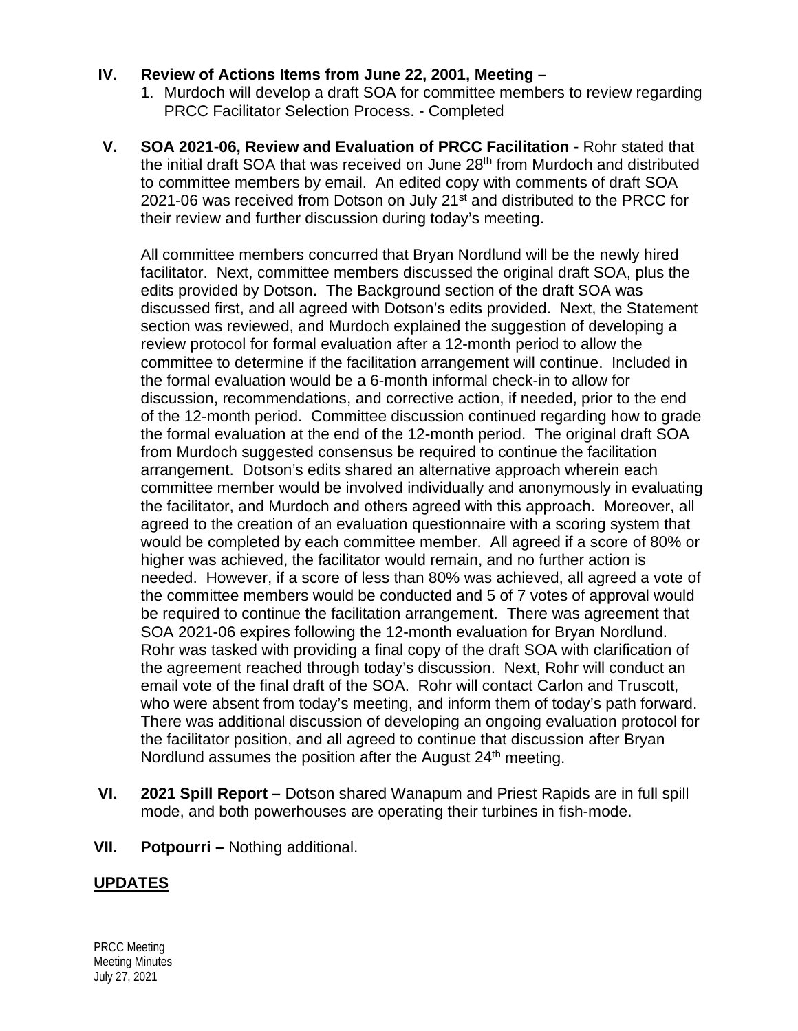IV. **Review of Actions Items from June 22, 2001, Meeting –**

1. Murdoch will develop a draft SOA for committee members to review regarding PRCC Facilitator Selection Process. - Completed

V. **SOA 2021-06, Review and Evaluation of PRCC Facilitation -** Rohr stated that the initial draft SOA that was received on June 28th from Murdoch and distributed to committee members by email. An edited copy with comments of draft SOA 2021-06 was received from Dotson on July 21st and distributed to the PRCC for their review and further discussion during today's meeting.

All committee members concurred that Bryan Nordlund will be the newly hired facilitator. Next, committee members discussed the original draft SOA, plus the edits provided by Dotson. The Background section of the draft SOA was discussed first, and all agreed with Dotson's edits provided. Next, the Statement section was reviewed, and Murdoch explained the suggestion of developing a review protocol for formal evaluation after a 12-month period to allow the committee to determine if the facilitation arrangement will continue. Included in the formal evaluation would be a 6-month informal check-in to allow for discussion, recommendations, and corrective action, if needed, prior to the end of the 12-month period. Committee discussion continued regarding how to grade the formal evaluation at the end of the 12-month period. The original draft SOA from Murdoch suggested consensus be required to continue the facilitation arrangement. Dotson's edits shared an alternative approach wherein each committee member would be involved individually and anonymously in evaluating the facilitator, and Murdoch and others agreed with this approach. Moreover, all agreed to the creation of an evaluation questionnaire with a scoring system that would be completed by each committee member. All agreed if a score of 80% or higher was achieved, the facilitator would remain, and no further action is needed. However, if a score of less than 80% was achieved, all agreed a vote of the committee members would be conducted and 5 of 7 votes of approval would be required to continue the facilitation arrangement. There was agreement that SOA 2021-06 expires following the 12-month evaluation for Bryan Nordlund. Rohr was tasked with providing a final copy of the draft SOA with clarification of the agreement reached through today's discussion. Next, Rohr will conduct an email vote of the final draft of the SOA. Rohr will contact Carlon and Truscott, who were absent from today's meeting, and inform them of today's path forward. There was additional discussion of developing an ongoing evaluation protocol for the facilitator position, and all agreed to continue that discussion after Bryan Nordlund assumes the position after the August 24th meeting.

VI. **2021 Spill Report –** Dotson shared Wanapum and Priest Rapids are in full spill mode, and both powerhouses are operating their turbines in fish-mode.

VII. **Potpourri –** Nothing additional.

## UPDATES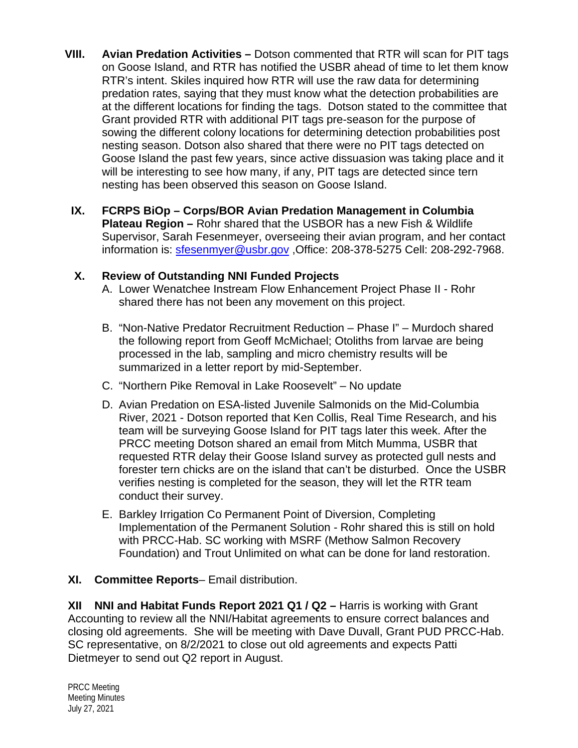**VIII. Avian Predation Activities –** Dotson commented that RTR will scan for PIT tags on Goose Island, and RTR has notified the USBR ahead of time to let them know RTR's intent. Skiles inquired how RTR will use the raw data for determining predation rates, saying that they must know what the detection probabilities are at the different locations for finding the tags. Dotson stated to the committee that Grant provided RTR with additional PIT tags pre-season for the purpose of sowing the different colony locations for determining detection probabilities post nesting season. Dotson also shared that there were no PIT tags detected on Goose Island the past few years, since active dissuasion was taking place and it will be interesting to see how many, if any, PIT tags are detected since tern nesting has been observed this season on Goose Island.

**IX. FCRPS BiOp – Corps/BOR Avian Predation Management in Columbia Plateau Region –** Rohr shared that the USBOR has a new Fish & Wildlife Supervisor, Sarah Fesenmeyer, overseeing their avian program, and her contact information is: [sfesenmyer@usbr.gov](mailto:sfesenmyer@usbr.gov) ,Office: 208-378-5275 Cell: 208-292-7968.

**X. Review of Outstanding NNI Funded Projects**

A. Lower Wenatchee Instream Flow Enhancement Project Phase II - Rohr shared there has not been any movement on this project.

B. "Non-Native Predator Recruitment Reduction – Phase I" – Murdoch shared the following report from Geoff McMichael; Otoliths from larvae are being processed in the lab, sampling and micro chemistry results will be summarized in a letter report by mid-September.

C. "Northern Pike Removal in Lake Roosevelt" – No update

D. Avian Predation on ESA-listed Juvenile Salmonids on the Mid-Columbia River, 2021 - Dotson reported that Ken Collis, Real Time Research, and his team will be surveying Goose Island for PIT tags later this week. After the PRCC meeting Dotson shared an email from Mitch Mumma, USBR that requested RTR delay their Goose Island survey as protected gull nests and forester tern chicks are on the island that can't be disturbed. Once the USBR verifies nesting is completed for the season, they will let the RTR team conduct their survey.

E. Barkley Irrigation Co Permanent Point of Diversion, Completing Implementation of the Permanent Solution - Rohr shared this is still on hold with PRCC-Hab. SC working with MSRF (Methow Salmon Recovery Foundation) and Trout Unlimited on what can be done for land restoration.

**XI. Committee Reports**– Email distribution.

**XII NNI and Habitat Funds Report 2021 Q1 / Q2 –** Harris is working with Grant Accounting to review all the NNI/Habitat agreements to ensure correct balances and closing old agreements. She will be meeting with Dave Duvall, Grant PUD PRCC-Hab. SC representative, on 8/2/2021 to close out old agreements and expects Patti Dietmeyer to send out Q2 report in August.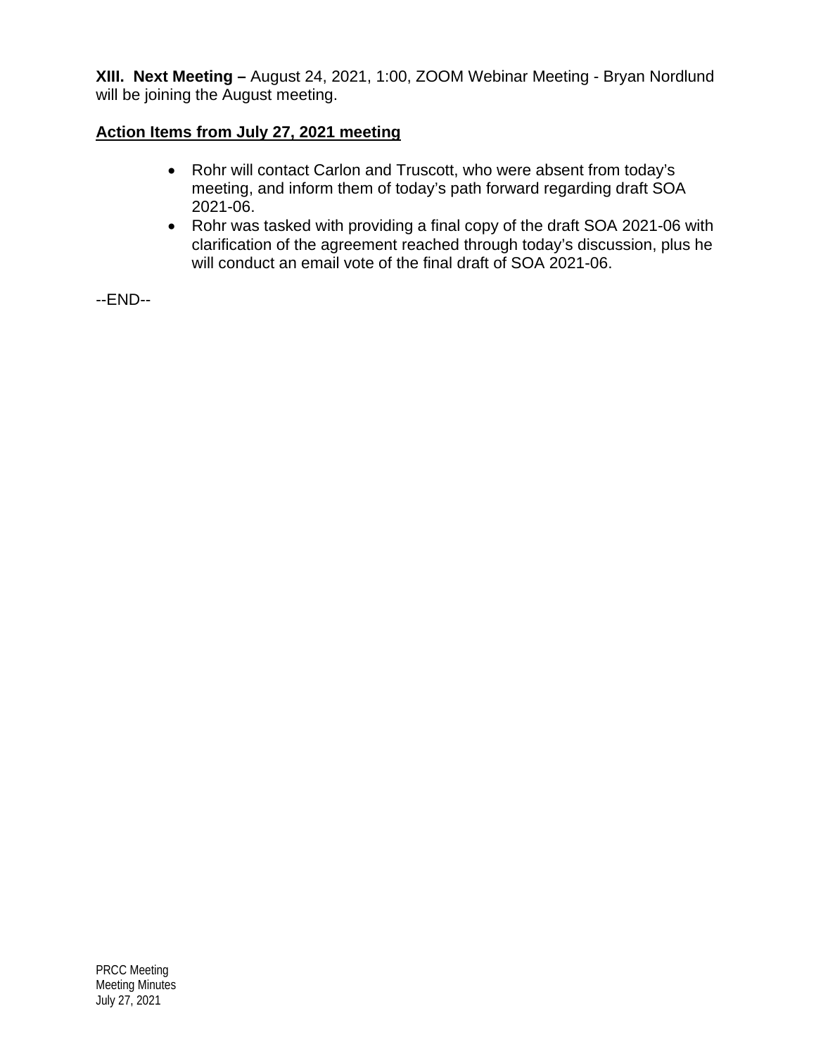**XIII. Next Meeting –** August 24, 2021, 1:00, ZOOM Webinar Meeting - Bryan Nordlund will be joining the August meeting.

**Action Items from July 27, 2021 meeting**

- Rohr will contact Carlon and Truscott, who were absent from today's meeting, and inform them of today's path forward regarding draft SOA 2021-06.
- Rohr was tasked with providing a final copy of the draft SOA 2021-06 with clarification of the agreement reached through today's discussion, plus he will conduct an email vote of the final draft of SOA 2021-06.

--END--